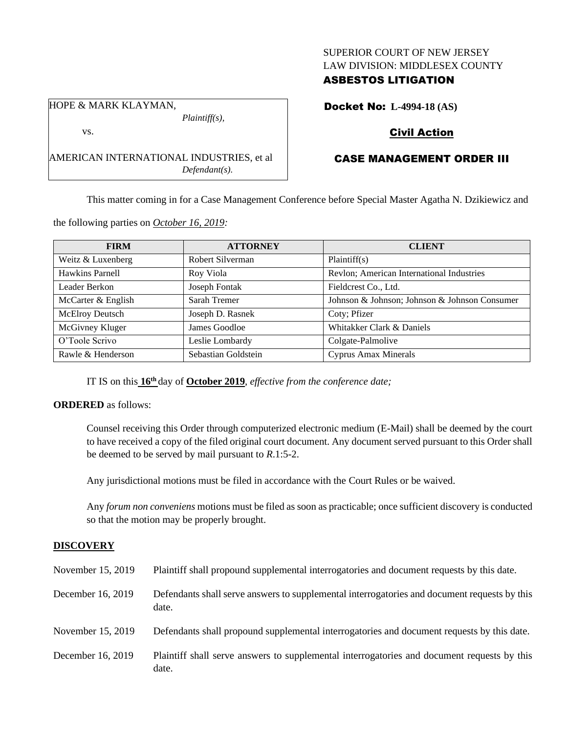SUPERIOR COURT OF NEW JERSEY
LAW DIVISION: MIDDLESEX COUNTY
**ASBESTOS LITIGATION**

HOPE & MARK KLAYMAN,
*Plaintiff(s),*

vs.

AMERICAN INTERNATIONAL INDUSTRIES, et al
*Defendant(s).*

**Docket No: L-4994-18 (AS)**

**Civil Action**

**CASE MANAGEMENT ORDER III**

This matter coming in for a Case Management Conference before Special Master Agatha N. Dzikiewicz and the following parties on *October 16, 2019:*

| FIRM | ATTORNEY | CLIENT |
|---|---|---|
| Weitz & Luxenberg | Robert Silverman | Plaintiff(s) |
| Hawkins Parnell | Roy Viola | Revlon; American International Industries |
| Leader Berkon | Joseph Fontak | Fieldcrest Co., Ltd. |
| McCarter & English | Sarah Tremer | Johnson & Johnson; Johnson & Johnson Consumer |
| McElroy Deutsch | Joseph D. Rasnek | Coty; Pfizer |
| McGivney Kluger | James Goodloe | Whitakker Clark & Daniels |
| O'Toole Scrivo | Leslie Lombardy | Colgate-Palmolive |
| Rawle & Henderson | Sebastian Goldstein | Cyprus Amax Minerals |

IT IS on this **16th** day of **October 2019**, *effective from the conference date;*

**ORDERED** as follows:

Counsel receiving this Order through computerized electronic medium (E-Mail) shall be deemed by the court to have received a copy of the filed original court document. Any document served pursuant to this Order shall be deemed to be served by mail pursuant to *R*.1:5-2.

Any jurisdictional motions must be filed in accordance with the Court Rules or be waived.

Any *forum non conveniens* motions must be filed as soon as practicable; once sufficient discovery is conducted so that the motion may be properly brought.

## DISCOVERY

| | |
|---|---|
| November 15, 2019 | Plaintiff shall propound supplemental interrogatories and document requests by this date. |
| December 16, 2019 | Defendants shall serve answers to supplemental interrogatories and document requests by this date. |
| November 15, 2019 | Defendants shall propound supplemental interrogatories and document requests by this date. |
| December 16, 2019 | Plaintiff shall serve answers to supplemental interrogatories and document requests by this date. |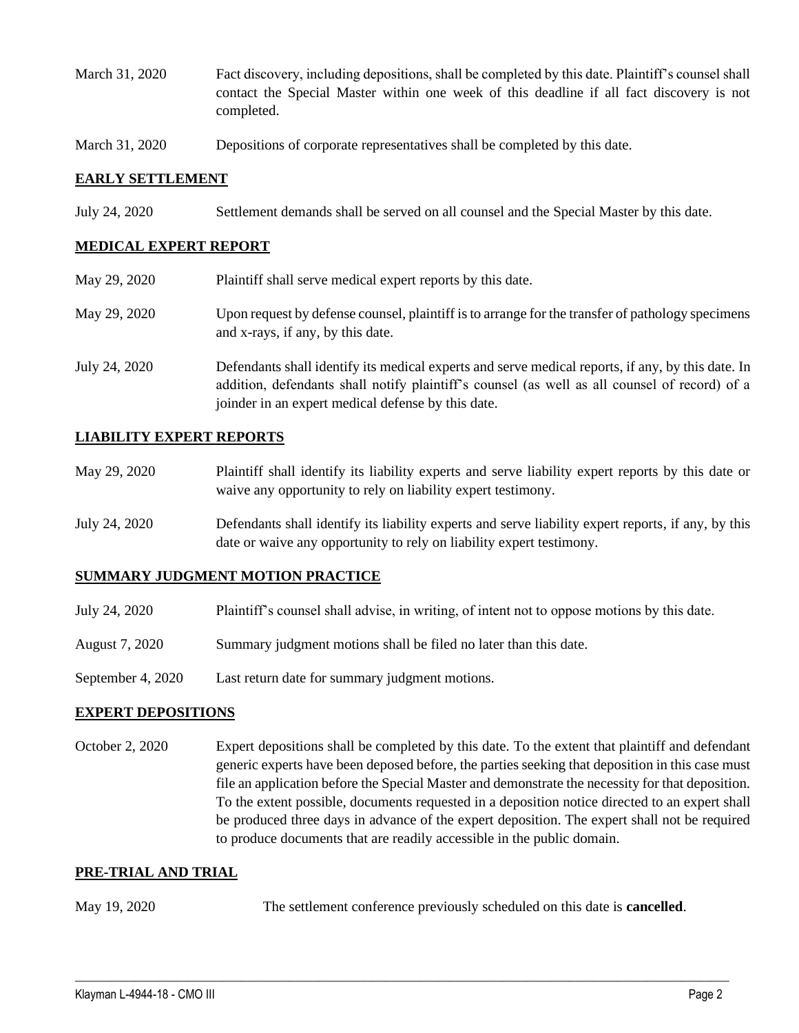| | |
|---|---|
| March 31, 2020 | Fact discovery, including depositions, shall be completed by this date. Plaintiff's counsel shall contact the Special Master within one week of this deadline if all fact discovery is not completed. |
| March 31, 2020 | Depositions of corporate representatives shall be completed by this date. |

## EARLY SETTLEMENT

| | |
|---|---|
| July 24, 2020 | Settlement demands shall be served on all counsel and the Special Master by this date. |

## MEDICAL EXPERT REPORT

| | |
|---|---|
| May 29, 2020 | Plaintiff shall serve medical expert reports by this date. |
| May 29, 2020 | Upon request by defense counsel, plaintiff is to arrange for the transfer of pathology specimens and x-rays, if any, by this date. |
| July 24, 2020 | Defendants shall identify its medical experts and serve medical reports, if any, by this date. In addition, defendants shall notify plaintiff's counsel (as well as all counsel of record) of a joinder in an expert medical defense by this date. |

## LIABILITY EXPERT REPORTS

| | |
|---|---|
| May 29, 2020 | Plaintiff shall identify its liability experts and serve liability expert reports by this date or waive any opportunity to rely on liability expert testimony. |
| July 24, 2020 | Defendants shall identify its liability experts and serve liability expert reports, if any, by this date or waive any opportunity to rely on liability expert testimony. |

## SUMMARY JUDGMENT MOTION PRACTICE

| | |
|---|---|
| July 24, 2020 | Plaintiff's counsel shall advise, in writing, of intent not to oppose motions by this date. |
| August 7, 2020 | Summary judgment motions shall be filed no later than this date. |
| September 4, 2020 | Last return date for summary judgment motions. |

## EXPERT DEPOSITIONS

| | |
|---|---|
| October 2, 2020 | Expert depositions shall be completed by this date. To the extent that plaintiff and defendant generic experts have been deposed before, the parties seeking that deposition in this case must file an application before the Special Master and demonstrate the necessity for that deposition. To the extent possible, documents requested in a deposition notice directed to an expert shall be produced three days in advance of the expert deposition. The expert shall not be required to produce documents that are readily accessible in the public domain. |

## PRE-TRIAL AND TRIAL

| | |
|---|---|
| May 19, 2020 | The settlement conference previously scheduled on this date is **cancelled**. |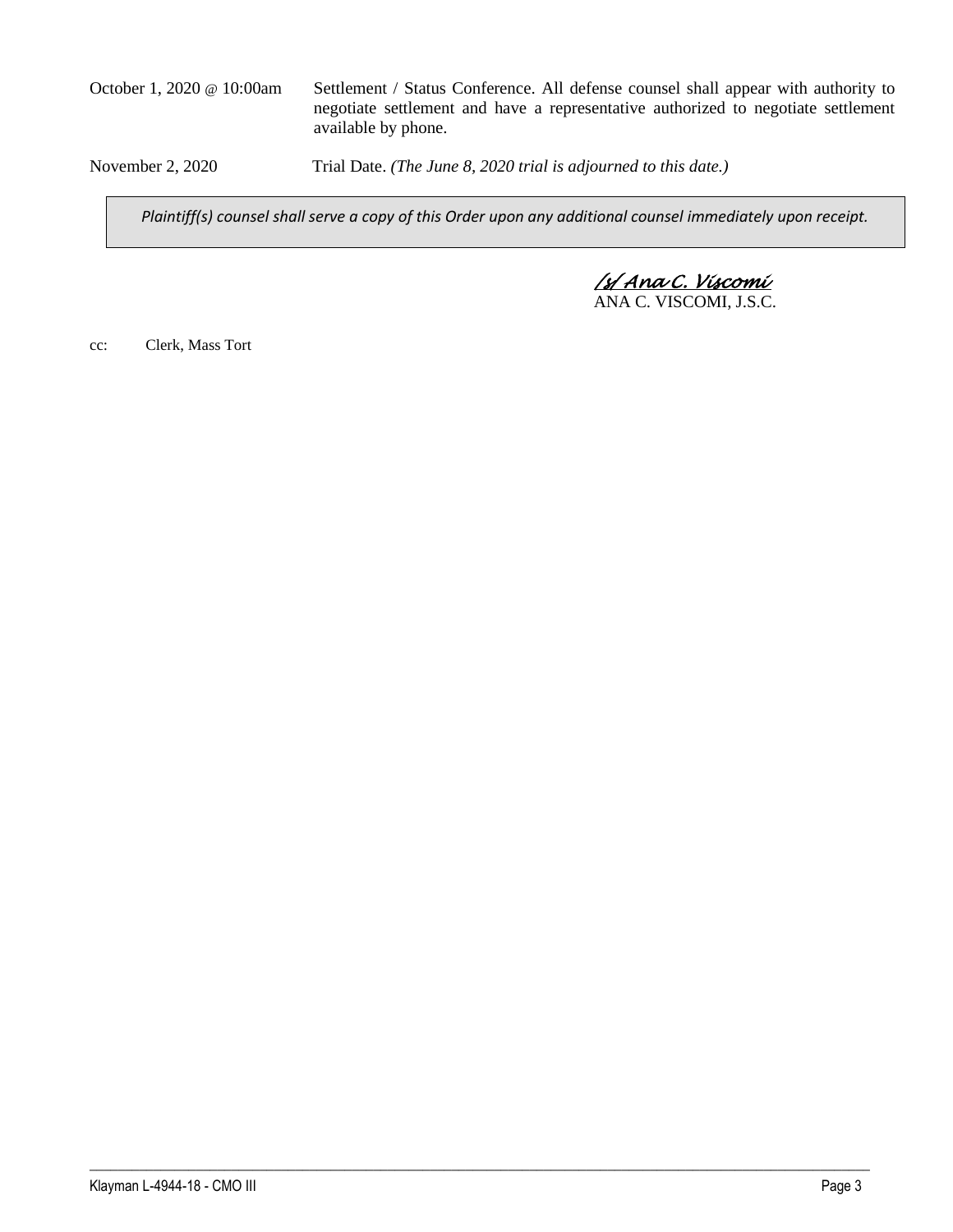| | |
|---|---|
| October 1, 2020 @ 10:00am | Settlement / Status Conference. All defense counsel shall appear with authority to negotiate settlement and have a representative authorized to negotiate settlement available by phone. |
| November 2, 2020 | Trial Date. *(The June 8, 2020 trial is adjourned to this date.)* |

*Plaintiff(s) counsel shall serve a copy of this Order upon any additional counsel immediately upon receipt.*

*/s/ Ana C. Viscomi*
ANA C. VISCOMI, J.S.C.

cc: Clerk, Mass Tort